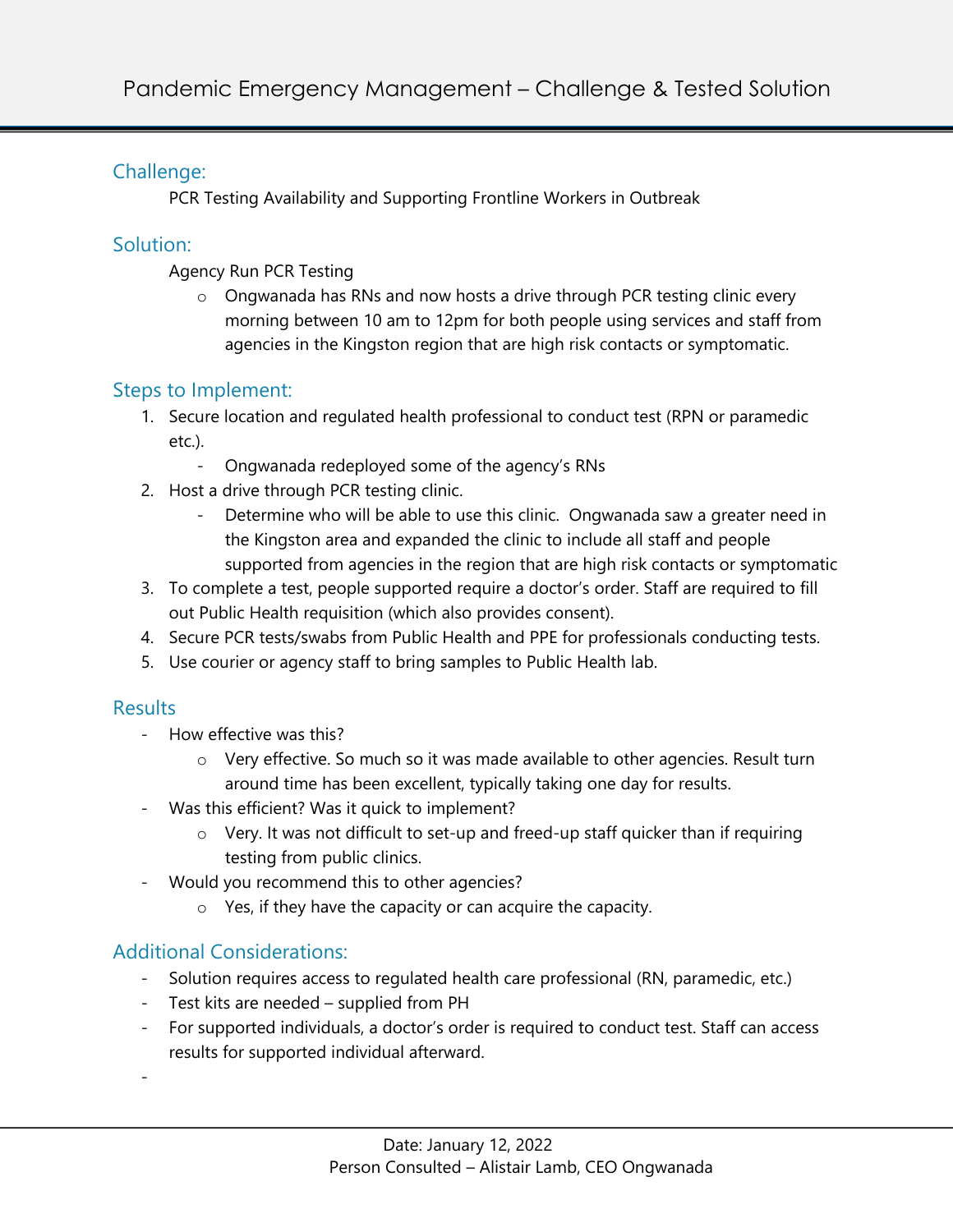# Pandemic Emergency Management – Challenge & Tested Solution

## Challenge:

PCR Testing Availability and Supporting Frontline Workers in Outbreak

## Solution:

Agency Run PCR Testing

- Ongwanada has RNs and now hosts a drive through PCR testing clinic every morning between 10 am to 12pm for both people using services and staff from agencies in the Kingston region that are high risk contacts or symptomatic.

## Steps to Implement:

1. Secure location and regulated health professional to conduct test (RPN or paramedic etc.).
   - Ongwanada redeployed some of the agency's RNs
2. Host a drive through PCR testing clinic.
   - Determine who will be able to use this clinic. Ongwanada saw a greater need in the Kingston area and expanded the clinic to include all staff and people supported from agencies in the region that are high risk contacts or symptomatic
3. To complete a test, people supported require a doctor's order. Staff are required to fill out Public Health requisition (which also provides consent).
4. Secure PCR tests/swabs from Public Health and PPE for professionals conducting tests.
5. Use courier or agency staff to bring samples to Public Health lab.

## Results

- How effective was this?
  - Very effective. So much so it was made available to other agencies. Result turn around time has been excellent, typically taking one day for results.
- Was this efficient? Was it quick to implement?
  - Very. It was not difficult to set-up and freed-up staff quicker than if requiring testing from public clinics.
- Would you recommend this to other agencies?
  - Yes, if they have the capacity or can acquire the capacity.

## Additional Considerations:

- Solution requires access to regulated health care professional (RN, paramedic, etc.)
- Test kits are needed – supplied from PH
- For supported individuals, a doctor's order is required to conduct test. Staff can access results for supported individual afterward.
-

Date: January 12, 2022
Person Consulted – Alistair Lamb, CEO Ongwanada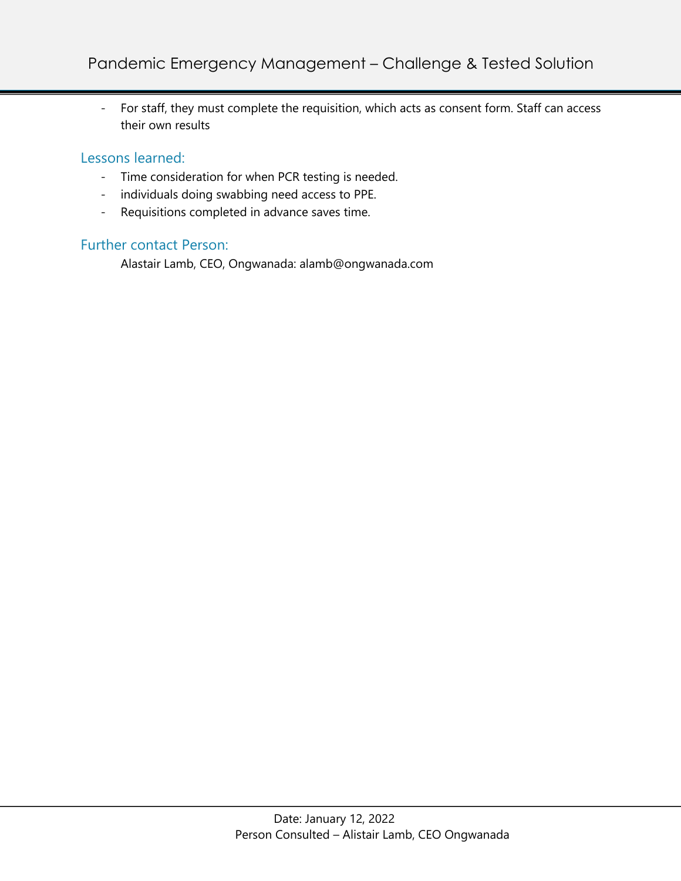- For staff, they must complete the requisition, which acts as consent form. Staff can access their own results

## Lessons learned:

- Time consideration for when PCR testing is needed.
- individuals doing swabbing need access to PPE.
- Requisitions completed in advance saves time.

## Further contact Person:

Alastair Lamb, CEO, Ongwanada: alamb@ongwanada.com